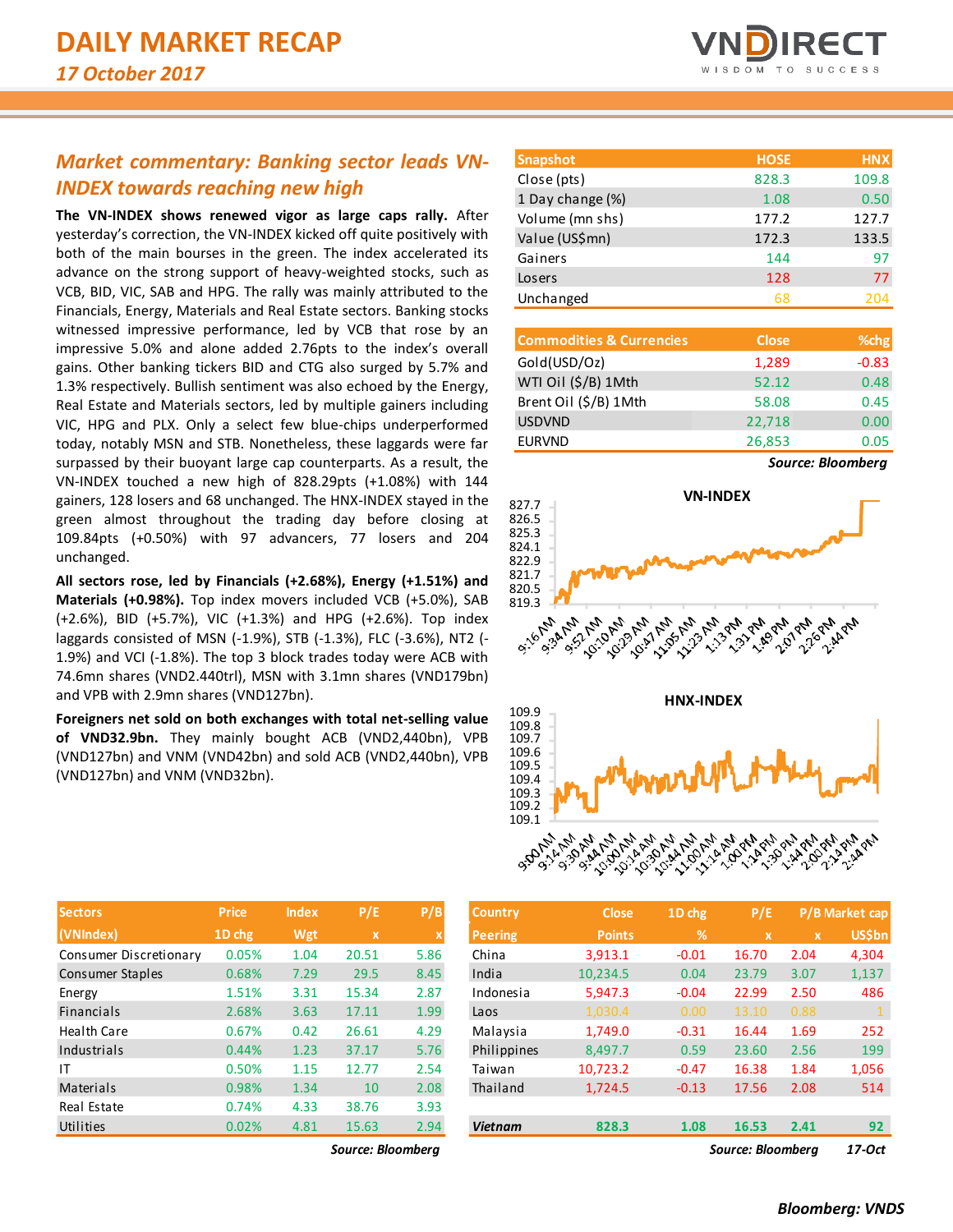# DAILY MARKET RECAP

*17 October 2017*

## Market commentary: Banking sector leads VN-INDEX towards reaching new high

**The VN-INDEX shows renewed vigor as large caps rally.** After yesterday's correction, the VN-INDEX kicked off quite positively with both of the main bourses in the green. The index accelerated its advance on the strong support of heavy-weighted stocks, such as VCB, BID, VIC, SAB and HPG. The rally was mainly attributed to the Financials, Energy, Materials and Real Estate sectors. Banking stocks witnessed impressive performance, led by VCB that rose by an impressive 5.0% and alone added 2.76pts to the index's overall gains. Other banking tickers BID and CTG also surged by 5.7% and 1.3% respectively. Bullish sentiment was also echoed by the Energy, Real Estate and Materials sectors, led by multiple gainers including VIC, HPG and PLX. Only a select few blue-chips underperformed today, notably MSN and STB. Nonetheless, these laggards were far surpassed by their buoyant large cap counterparts. As a result, the VN-INDEX touched a new high of 828.29pts (+1.08%) with 144 gainers, 128 losers and 68 unchanged. The HNX-INDEX stayed in the green almost throughout the trading day before closing at 109.84pts (+0.50%) with 97 advancers, 77 losers and 204 unchanged.

**All sectors rose, led by Financials (+2.68%), Energy (+1.51%) and Materials (+0.98%).** Top index movers included VCB (+5.0%), SAB (+2.6%), BID (+5.7%), VIC (+1.3%) and HPG (+2.6%). Top index laggards consisted of MSN (-1.9%), STB (-1.3%), FLC (-3.6%), NT2 (-1.9%) and VCI (-1.8%). The top 3 block trades today were ACB with 74.6mn shares (VND2.440trl), MSN with 3.1mn shares (VND179bn) and VPB with 2.9mn shares (VND127bn).

**Foreigners net sold on both exchanges with total net-selling value of VND32.9bn.** They mainly bought ACB (VND2,440bn), VPB (VND127bn) and VNM (VND42bn) and sold ACB (VND2,440bn), VPB (VND127bn) and VNM (VND32bn).

| Snapshot | HOSE | HNX |
|---|---|---|
| Close (pts) | 828.3 | 109.8 |
| 1 Day change (%) | 1.08 | 0.50 |
| Volume (mn shs) | 177.2 | 127.7 |
| Value (US$mn) | 172.3 | 133.5 |
| Gainers | 144 | 97 |
| Losers | 128 | 77 |
| Unchanged | 68 | 204 |

| Commodities & Currencies | Close | %chg |
|---|---|---|
| Gold(USD/Oz) | 1,289 | -0.83 |
| WTI Oil ($/B) 1Mth | 52.12 | 0.48 |
| Brent Oil ($/B) 1Mth | 58.08 | 0.45 |
| USDVND | 22,718 | 0.00 |
| EURVND | 26,853 | 0.05 |

*Source: Bloomberg*

| Sectors (VNIndex) | Price 1D chg | Index Wgt | P/E x | P/B x |
|---|---|---|---|---|
| Consumer Discretionary | 0.05% | 1.04 | 20.51 | 5.86 |
| Consumer Staples | 0.68% | 7.29 | 29.5 | 8.45 |
| Energy | 1.51% | 3.31 | 15.34 | 2.87 |
| Financials | 2.68% | 3.63 | 17.11 | 1.99 |
| Health Care | 0.67% | 0.42 | 26.61 | 4.29 |
| Industrials | 0.44% | 1.23 | 37.17 | 5.76 |
| IT | 0.50% | 1.15 | 12.77 | 2.54 |
| Materials | 0.98% | 1.34 | 10 | 2.08 |
| Real Estate | 0.74% | 4.33 | 38.76 | 3.93 |
| Utilities | 0.02% | 4.81 | 15.63 | 2.94 |

*Source: Bloomberg*

| Country Peering | Close Points | 1D chg % | P/E x | P/B x | Market cap US$bn |
|---|---|---|---|---|---|
| China | 3,913.1 | -0.01 | 16.70 | 2.04 | 4,304 |
| India | 10,234.5 | 0.04 | 23.79 | 3.07 | 1,137 |
| Indonesia | 5,947.3 | -0.04 | 22.99 | 2.50 | 486 |
| Laos | 1,030.4 | 0.00 | 13.10 | 0.88 | 1 |
| Malaysia | 1,749.0 | -0.31 | 16.44 | 1.69 | 252 |
| Philippines | 8,497.7 | 0.59 | 23.60 | 2.56 | 199 |
| Taiwan | 10,723.2 | -0.47 | 16.38 | 1.84 | 1,056 |
| Thailand | 1,724.5 | -0.13 | 17.56 | 2.08 | 514 |
| **Vietnam** | **828.3** | **1.08** | **16.53** | **2.41** | **92** |

*Source: Bloomberg* *17-Oct*

**Bloomberg: VNDS**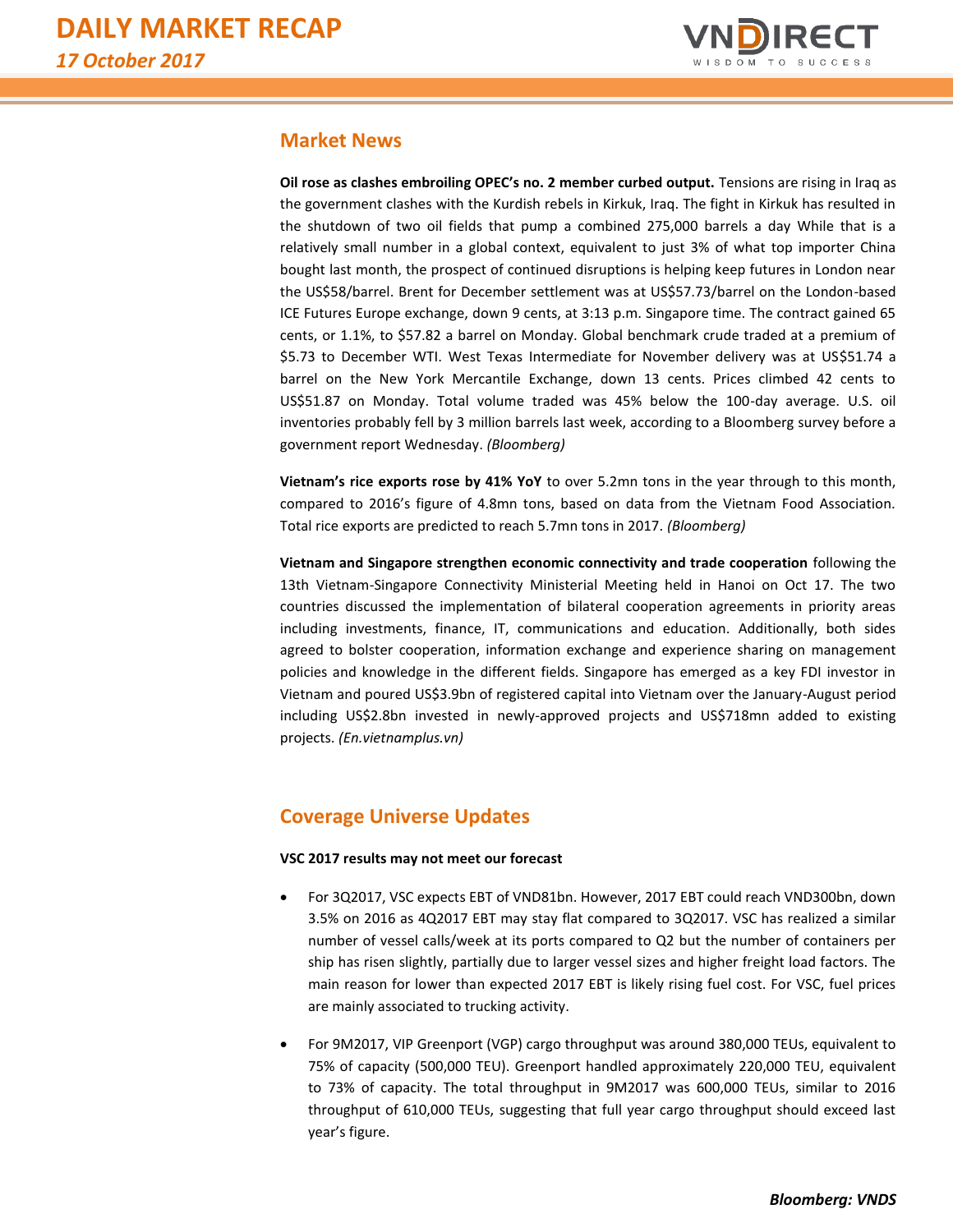## Market News

**Oil rose as clashes embroiling OPEC's no. 2 member curbed output.** Tensions are rising in Iraq as the government clashes with the Kurdish rebels in Kirkuk, Iraq. The fight in Kirkuk has resulted in the shutdown of two oil fields that pump a combined 275,000 barrels a day While that is a relatively small number in a global context, equivalent to just 3% of what top importer China bought last month, the prospect of continued disruptions is helping keep futures in London near the US$58/barrel. Brent for December settlement was at US$57.73/barrel on the London-based ICE Futures Europe exchange, down 9 cents, at 3:13 p.m. Singapore time. The contract gained 65 cents, or 1.1%, to $57.82 a barrel on Monday. Global benchmark crude traded at a premium of $5.73 to December WTI. West Texas Intermediate for November delivery was at US$51.74 a barrel on the New York Mercantile Exchange, down 13 cents. Prices climbed 42 cents to US$51.87 on Monday. Total volume traded was 45% below the 100-day average. U.S. oil inventories probably fell by 3 million barrels last week, according to a Bloomberg survey before a government report Wednesday. *(Bloomberg)*

**Vietnam's rice exports rose by 41% YoY** to over 5.2mn tons in the year through to this month, compared to 2016's figure of 4.8mn tons, based on data from the Vietnam Food Association. Total rice exports are predicted to reach 5.7mn tons in 2017. *(Bloomberg)*

**Vietnam and Singapore strengthen economic connectivity and trade cooperation** following the 13th Vietnam-Singapore Connectivity Ministerial Meeting held in Hanoi on Oct 17. The two countries discussed the implementation of bilateral cooperation agreements in priority areas including investments, finance, IT, communications and education. Additionally, both sides agreed to bolster cooperation, information exchange and experience sharing on management policies and knowledge in the different fields. Singapore has emerged as a key FDI investor in Vietnam and poured US$3.9bn of registered capital into Vietnam over the January-August period including US$2.8bn invested in newly-approved projects and US$718mn added to existing projects. *(En.vietnamplus.vn)*

## Coverage Universe Updates

**VSC 2017 results may not meet our forecast**

- For 3Q2017, VSC expects EBT of VND81bn. However, 2017 EBT could reach VND300bn, down 3.5% on 2016 as 4Q2017 EBT may stay flat compared to 3Q2017. VSC has realized a similar number of vessel calls/week at its ports compared to Q2 but the number of containers per ship has risen slightly, partially due to larger vessel sizes and higher freight load factors. The main reason for lower than expected 2017 EBT is likely rising fuel cost. For VSC, fuel prices are mainly associated to trucking activity.
- For 9M2017, VIP Greenport (VGP) cargo throughput was around 380,000 TEUs, equivalent to 75% of capacity (500,000 TEU). Greenport handled approximately 220,000 TEU, equivalent to 73% of capacity. The total throughput in 9M2017 was 600,000 TEUs, similar to 2016 throughput of 610,000 TEUs, suggesting that full year cargo throughput should exceed last year's figure.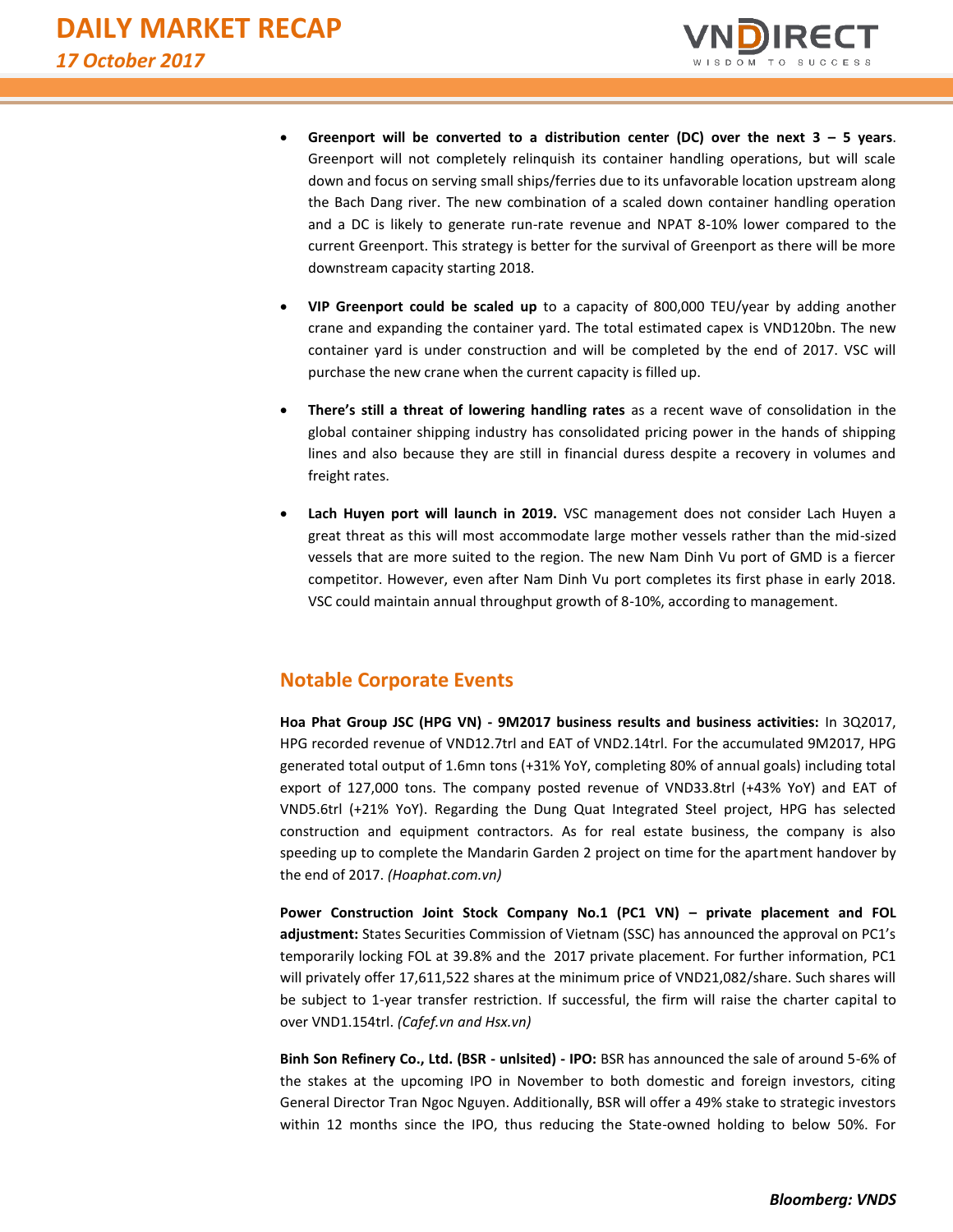- **Greenport will be converted to a distribution center (DC) over the next 3 – 5 years**. Greenport will not completely relinquish its container handling operations, but will scale down and focus on serving small ships/ferries due to its unfavorable location upstream along the Bach Dang river. The new combination of a scaled down container handling operation and a DC is likely to generate run-rate revenue and NPAT 8-10% lower compared to the current Greenport. This strategy is better for the survival of Greenport as there will be more downstream capacity starting 2018.

- **VIP Greenport could be scaled up** to a capacity of 800,000 TEU/year by adding another crane and expanding the container yard. The total estimated capex is VND120bn. The new container yard is under construction and will be completed by the end of 2017. VSC will purchase the new crane when the current capacity is filled up.

- **There's still a threat of lowering handling rates** as a recent wave of consolidation in the global container shipping industry has consolidated pricing power in the hands of shipping lines and also because they are still in financial duress despite a recovery in volumes and freight rates.

- **Lach Huyen port will launch in 2019.** VSC management does not consider Lach Huyen a great threat as this will most accommodate large mother vessels rather than the mid-sized vessels that are more suited to the region. The new Nam Dinh Vu port of GMD is a fiercer competitor. However, even after Nam Dinh Vu port completes its first phase in early 2018. VSC could maintain annual throughput growth of 8-10%, according to management.

## Notable Corporate Events

**Hoa Phat Group JSC (HPG VN) - 9M2017 business results and business activities:** In 3Q2017, HPG recorded revenue of VND12.7trl and EAT of VND2.14trl. For the accumulated 9M2017, HPG generated total output of 1.6mn tons (+31% YoY, completing 80% of annual goals) including total export of 127,000 tons. The company posted revenue of VND33.8trl (+43% YoY) and EAT of VND5.6trl (+21% YoY). Regarding the Dung Quat Integrated Steel project, HPG has selected construction and equipment contractors. As for real estate business, the company is also speeding up to complete the Mandarin Garden 2 project on time for the apartment handover by the end of 2017. *(Hoaphat.com.vn)*

**Power Construction Joint Stock Company No.1 (PC1 VN) – private placement and FOL adjustment:** States Securities Commission of Vietnam (SSC) has announced the approval on PC1's temporarily locking FOL at 39.8% and the 2017 private placement. For further information, PC1 will privately offer 17,611,522 shares at the minimum price of VND21,082/share. Such shares will be subject to 1-year transfer restriction. If successful, the firm will raise the charter capital to over VND1.154trl. *(Cafef.vn and Hsx.vn)*

**Binh Son Refinery Co., Ltd. (BSR - unlsited) - IPO:** BSR has announced the sale of around 5-6% of the stakes at the upcoming IPO in November to both domestic and foreign investors, citing General Director Tran Ngoc Nguyen. Additionally, BSR will offer a 49% stake to strategic investors within 12 months since the IPO, thus reducing the State-owned holding to below 50%. For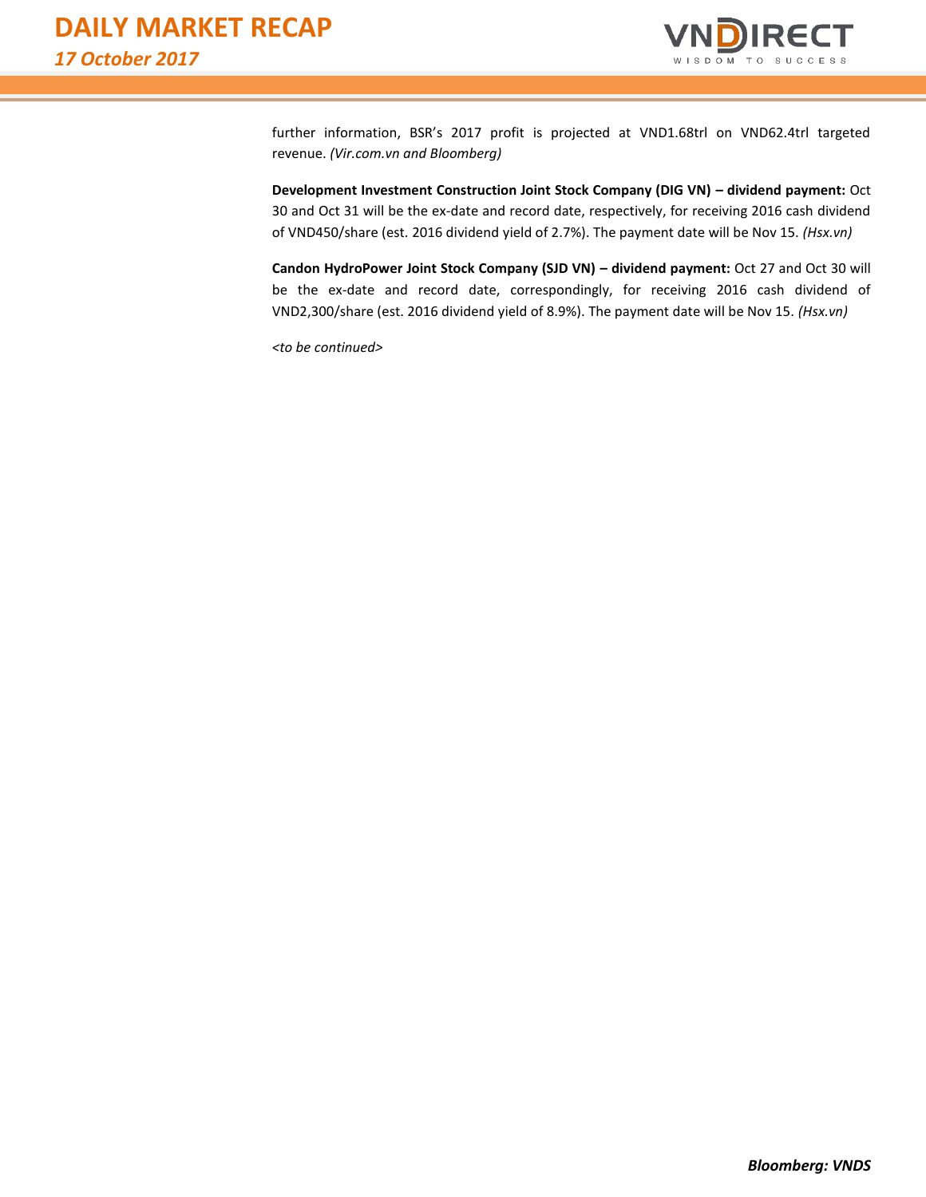further information, BSR's 2017 profit is projected at VND1.68trl on VND62.4trl targeted revenue. *(Vir.com.vn and Bloomberg)*

**Development Investment Construction Joint Stock Company (DIG VN) – dividend payment:** Oct 30 and Oct 31 will be the ex-date and record date, respectively, for receiving 2016 cash dividend of VND450/share (est. 2016 dividend yield of 2.7%). The payment date will be Nov 15. *(Hsx.vn)*

**Candon HydroPower Joint Stock Company (SJD VN) – dividend payment:** Oct 27 and Oct 30 will be the ex-date and record date, correspondingly, for receiving 2016 cash dividend of VND2,300/share (est. 2016 dividend yield of 8.9%). The payment date will be Nov 15. *(Hsx.vn)*

*<to be continued>*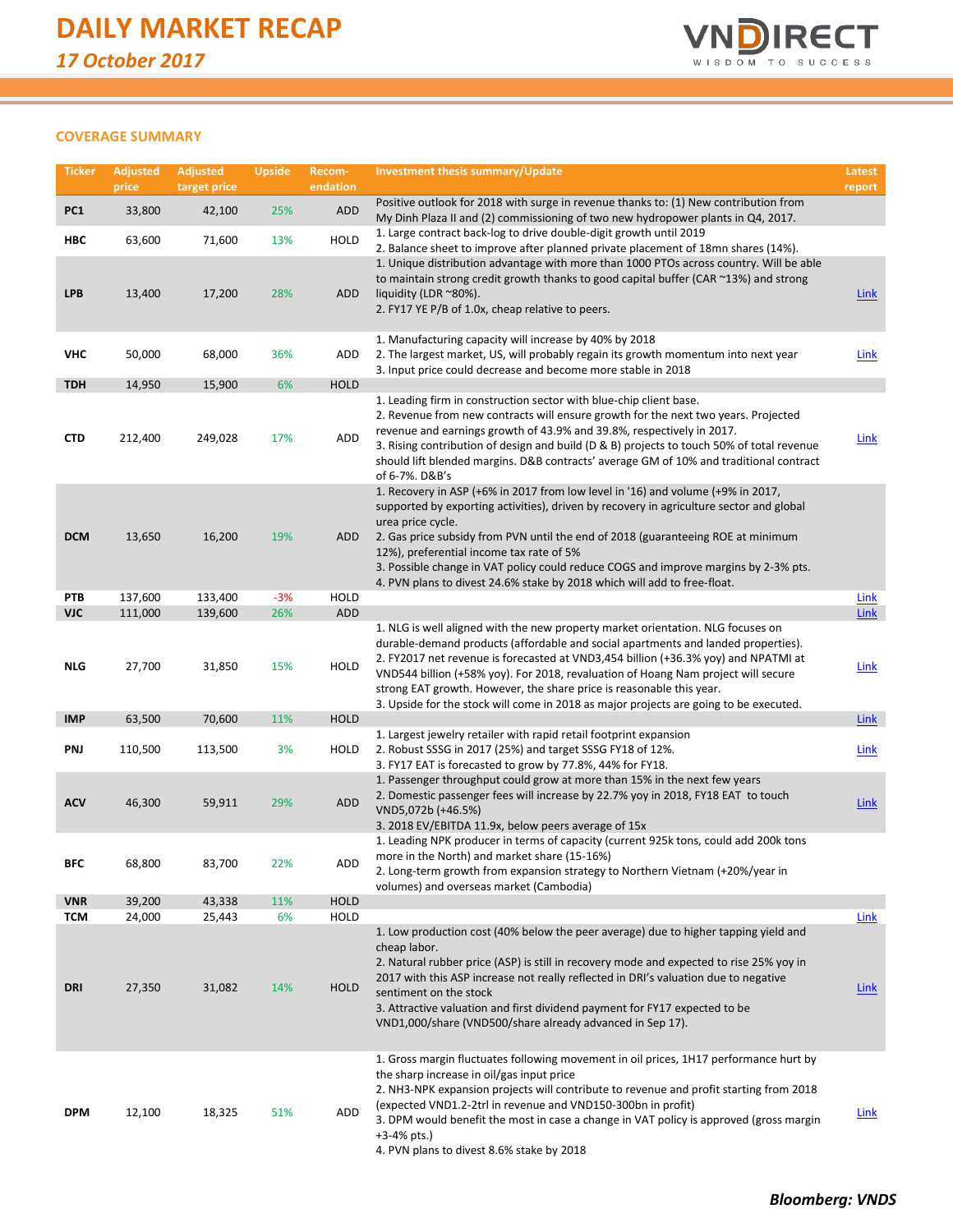# DAILY MARKET RECAP

*17 October 2017*

## COVERAGE SUMMARY

| Ticker | Adjusted price | Adjusted target price | Upside | Recom-endation | Investment thesis summary/Update | Latest report |
|---|---|---|---|---|---|---|
| PC1 | 33,800 | 42,100 | 25% | ADD | Positive outlook for 2018 with surge in revenue thanks to: (1) New contribution from My Dinh Plaza II and (2) commissioning of two new hydropower plants in Q4, 2017. | |
| HBC | 63,600 | 71,600 | 13% | HOLD | 1. Large contract back-log to drive double-digit growth until 2019<br>2. Balance sheet to improve after planned private placement of 18mn shares (14%). | |
| LPB | 13,400 | 17,200 | 28% | ADD | 1. Unique distribution advantage with more than 1000 PTOs across country. Will be able to maintain strong credit growth thanks to good capital buffer (CAR ~13%) and strong liquidity (LDR ~80%).<br>2. FY17 YE P/B of 1.0x, cheap relative to peers. | Link |
| VHC | 50,000 | 68,000 | 36% | ADD | 1. Manufacturing capacity will increase by 40% by 2018<br>2. The largest market, US, will probably regain its growth momentum into next year<br>3. Input price could decrease and become more stable in 2018 | Link |
| TDH | 14,950 | 15,900 | 6% | HOLD | | |
| CTD | 212,400 | 249,028 | 17% | ADD | 1. Leading firm in construction sector with blue-chip client base.<br>2. Revenue from new contracts will ensure growth for the next two years. Projected revenue and earnings growth of 43.9% and 39.8%, respectively in 2017.<br>3. Rising contribution of design and build (D & B) projects to touch 50% of total revenue should lift blended margins. D&B contracts' average GM of 10% and traditional contract of 6-7%. D&B's | Link |
| DCM | 13,650 | 16,200 | 19% | ADD | 1. Recovery in ASP (+6% in 2017 from low level in '16) and volume (+9% in 2017, supported by exporting activities), driven by recovery in agriculture sector and global urea price cycle.<br>2. Gas price subsidy from PVN until the end of 2018 (guaranteeing ROE at minimum 12%), preferential income tax rate of 5%<br>3. Possible change in VAT policy could reduce COGS and improve margins by 2-3% pts.<br>4. PVN plans to divest 24.6% stake by 2018 which will add to free-float. | |
| PTB | 137,600 | 133,400 | -3% | HOLD | | Link |
| VJC | 111,000 | 139,600 | 26% | ADD | | Link |
| NLG | 27,700 | 31,850 | 15% | HOLD | 1. NLG is well aligned with the new property market orientation. NLG focuses on durable-demand products (affordable and social apartments and landed properties).<br>2. FY2017 net revenue is forecasted at VND3,454 billion (+36.3% yoy) and NPATMI at VND544 billion (+58% yoy). For 2018, revaluation of Hoang Nam project will secure strong EAT growth. However, the share price is reasonable this year.<br>3. Upside for the stock will come in 2018 as major projects are going to be executed. | Link |
| IMP | 63,500 | 70,600 | 11% | HOLD | | Link |
| PNJ | 110,500 | 113,500 | 3% | HOLD | 1. Largest jewelry retailer with rapid retail footprint expansion<br>2. Robust SSSG in 2017 (25%) and target SSSG FY18 of 12%.<br>3. FY17 EAT is forecasted to grow by 77.8%, 44% for FY18. | Link |
| ACV | 46,300 | 59,911 | 29% | ADD | 1. Passenger throughput could grow at more than 15% in the next few years<br>2. Domestic passenger fees will increase by 22.7% yoy in 2018, FY18 EAT to touch VND5,072b (+46.5%)<br>3. 2018 EV/EBITDA 11.9x, below peers average of 15x | Link |
| BFC | 68,800 | 83,700 | 22% | ADD | 1. Leading NPK producer in terms of capacity (current 925k tons, could add 200k tons more in the North) and market share (15-16%)<br>2. Long-term growth from expansion strategy to Northern Vietnam (+20%/year in volumes) and overseas market (Cambodia) | |
| VNR | 39,200 | 43,338 | 11% | HOLD | | |
| TCM | 24,000 | 25,443 | 6% | HOLD | | Link |
| DRI | 27,350 | 31,082 | 14% | HOLD | 1. Low production cost (40% below the peer average) due to higher tapping yield and cheap labor.<br>2. Natural rubber price (ASP) is still in recovery mode and expected to rise 25% yoy in 2017 with this ASP increase not really reflected in DRI's valuation due to negative sentiment on the stock<br>3. Attractive valuation and first dividend payment for FY17 expected to be VND1,000/share (VND500/share already advanced in Sep 17). | Link |
| DPM | 12,100 | 18,325 | 51% | ADD | 1. Gross margin fluctuates following movement in oil prices, 1H17 performance hurt by the sharp increase in oil/gas input price<br>2. NH3-NPK expansion projects will contribute to revenue and profit starting from 2018 (expected VND1.2-2trl in revenue and VND150-300bn in profit)<br>3. DPM would benefit the most in case a change in VAT policy is approved (gross margin +3-4% pts.)<br>4. PVN plans to divest 8.6% stake by 2018 | Link |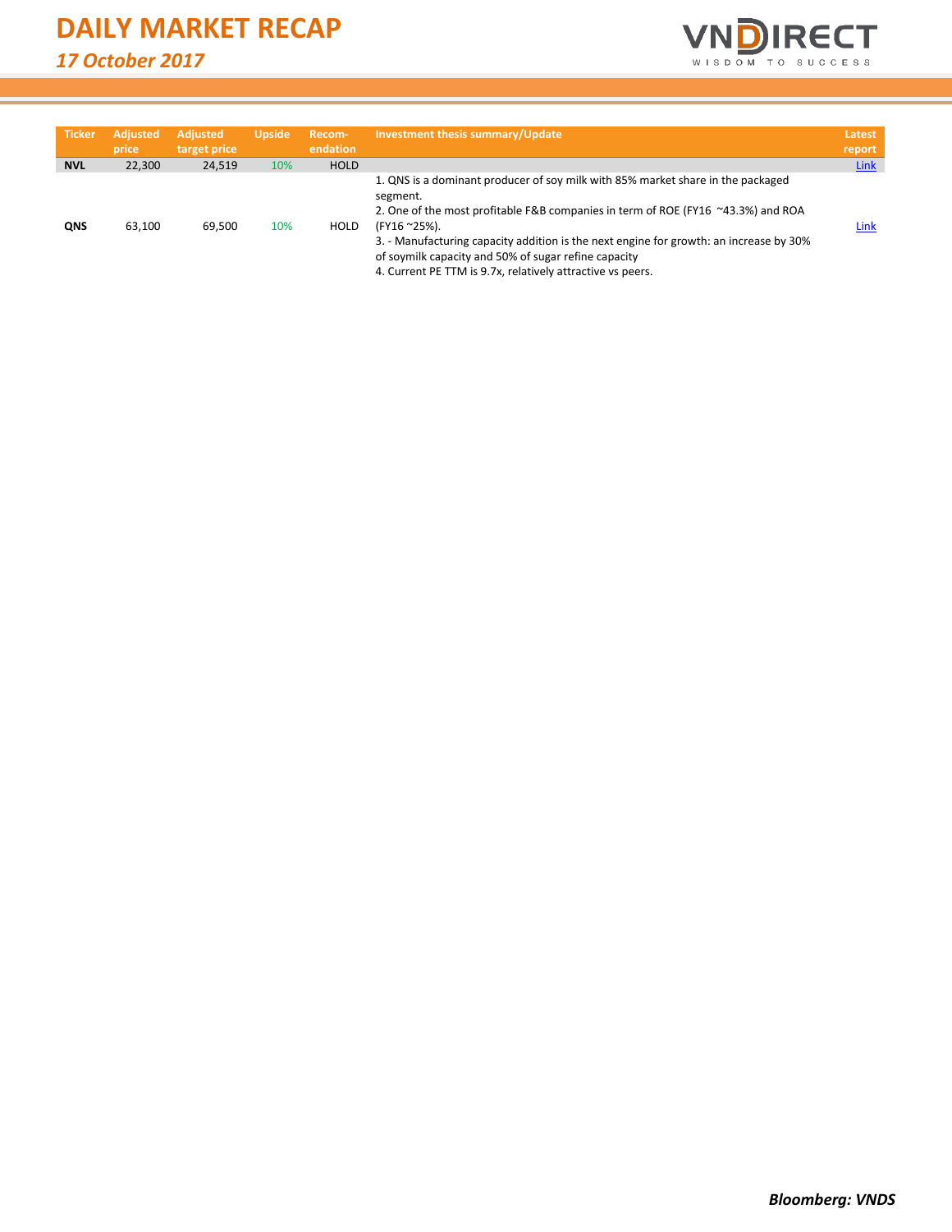| Ticker | Adjusted price | Adjusted target price | Upside | Recom-endation | Investment thesis summary/Update | Latest report |
|---|---|---|---|---|---|---|
| **NVL** | 22,300 | 24,519 | 10% | HOLD | | Link |
| **QNS** | 63,100 | 69,500 | 10% | HOLD | 1. QNS is a dominant producer of soy milk with 85% market share in the packaged segment.<br>2. One of the most profitable F&B companies in term of ROE (FY16 ~43.3%) and ROA (FY16 ~25%).<br>3. - Manufacturing capacity addition is the next engine for growth: an increase by 30% of soymilk capacity and 50% of sugar refine capacity<br>4. Current PE TTM is 9.7x, relatively attractive vs peers. | Link |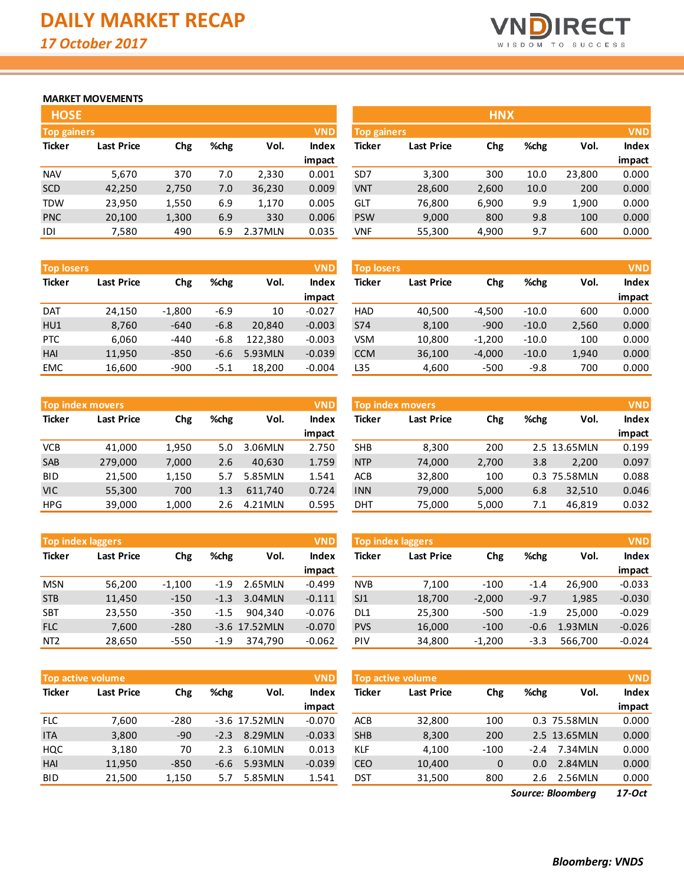# DAILY MARKET RECAP

*17 October 2017*

### MARKET MOVEMENTS

## HOSE

| Top gainers | | | | | VND |
|---|---|---|---|---|---|
| Ticker | Last Price | Chg | %chg | Vol. | Index impact |
| NAV | 5,670 | 370 | 7.0 | 2,330 | 0.001 |
| SCD | 42,250 | 2,750 | 7.0 | 36,230 | 0.009 |
| TDW | 23,950 | 1,550 | 6.9 | 1,170 | 0.005 |
| PNC | 20,100 | 1,300 | 6.9 | 330 | 0.006 |
| IDI | 7,580 | 490 | 6.9 | 2.37MLN | 0.035 |

| Top losers | | | | | VND |
|---|---|---|---|---|---|
| Ticker | Last Price | Chg | %chg | Vol. | Index impact |
| DAT | 24,150 | -1,800 | -6.9 | 10 | -0.027 |
| HU1 | 8,760 | -640 | -6.8 | 20,840 | -0.003 |
| PTC | 6,060 | -440 | -6.8 | 122,380 | -0.003 |
| HAI | 11,950 | -850 | -6.6 | 5.93MLN | -0.039 |
| EMC | 16,600 | -900 | -5.1 | 18,200 | -0.004 |

| Top index movers | | | | | VND |
|---|---|---|---|---|---|
| Ticker | Last Price | Chg | %chg | Vol. | Index impact |
| VCB | 41,000 | 1,950 | 5.0 | 3.06MLN | 2.750 |
| SAB | 279,000 | 7,000 | 2.6 | 40,630 | 1.759 |
| BID | 21,500 | 1,150 | 5.7 | 5.85MLN | 1.541 |
| VIC | 55,300 | 700 | 1.3 | 611,740 | 0.724 |
| HPG | 39,000 | 1,000 | 2.6 | 4.21MLN | 0.595 |

| Top index laggers | | | | | VND |
|---|---|---|---|---|---|
| Ticker | Last Price | Chg | %chg | Vol. | Index impact |
| MSN | 56,200 | -1,100 | -1.9 | 2.65MLN | -0.499 |
| STB | 11,450 | -150 | -1.3 | 3.04MLN | -0.111 |
| SBT | 23,550 | -350 | -1.5 | 904,340 | -0.076 |
| FLC | 7,600 | -280 | -3.6 | 17.52MLN | -0.070 |
| NT2 | 28,650 | -550 | -1.9 | 374,790 | -0.062 |

| Top active volume | | | | | VND |
|---|---|---|---|---|---|
| Ticker | Last Price | Chg | %chg | Vol. | Index impact |
| FLC | 7,600 | -280 | -3.6 | 17.52MLN | -0.070 |
| ITA | 3,800 | -90 | -2.3 | 8.29MLN | -0.033 |
| HQC | 3,180 | 70 | 2.3 | 6.10MLN | 0.013 |
| HAI | 11,950 | -850 | -6.6 | 5.93MLN | -0.039 |
| BID | 21,500 | 1,150 | 5.7 | 5.85MLN | 1.541 |

## HNX

| Top gainers | | | | | VND |
|---|---|---|---|---|---|
| Ticker | Last Price | Chg | %chg | Vol. | Index impact |
| SD7 | 3,300 | 300 | 10.0 | 23,800 | 0.000 |
| VNT | 28,600 | 2,600 | 10.0 | 200 | 0.000 |
| GLT | 76,800 | 6,900 | 9.9 | 1,900 | 0.000 |
| PSW | 9,000 | 800 | 9.8 | 100 | 0.000 |
| VNF | 55,300 | 4,900 | 9.7 | 600 | 0.000 |

| Top losers | | | | | VND |
|---|---|---|---|---|---|
| Ticker | Last Price | Chg | %chg | Vol. | Index impact |
| HAD | 40,500 | -4,500 | -10.0 | 600 | 0.000 |
| S74 | 8,100 | -900 | -10.0 | 2,560 | 0.000 |
| VSM | 10,800 | -1,200 | -10.0 | 100 | 0.000 |
| CCM | 36,100 | -4,000 | -10.0 | 1,940 | 0.000 |
| L35 | 4,600 | -500 | -9.8 | 700 | 0.000 |

| Top index movers | | | | | VND |
|---|---|---|---|---|---|
| Ticker | Last Price | Chg | %chg | Vol. | Index impact |
| SHB | 8,300 | 200 | 2.5 | 13.65MLN | 0.199 |
| NTP | 74,000 | 2,700 | 3.8 | 2,200 | 0.097 |
| ACB | 32,800 | 100 | 0.3 | 75.58MLN | 0.088 |
| INN | 79,000 | 5,000 | 6.8 | 32,510 | 0.046 |
| DHT | 75,000 | 5,000 | 7.1 | 46,819 | 0.032 |

| Top index laggers | | | | | VND |
|---|---|---|---|---|---|
| Ticker | Last Price | Chg | %chg | Vol. | Index impact |
| NVB | 7,100 | -100 | -1.4 | 26,900 | -0.033 |
| SJ1 | 18,700 | -2,000 | -9.7 | 1,985 | -0.030 |
| DL1 | 25,300 | -500 | -1.9 | 25,000 | -0.029 |
| PVS | 16,000 | -100 | -0.6 | 1.93MLN | -0.026 |
| PIV | 34,800 | -1,200 | -3.3 | 566,700 | -0.024 |

| Top active volume | | | | | VND |
|---|---|---|---|---|---|
| Ticker | Last Price | Chg | %chg | Vol. | Index impact |
| ACB | 32,800 | 100 | 0.3 | 75.58MLN | 0.000 |
| SHB | 8,300 | 200 | 2.5 | 13.65MLN | 0.000 |
| KLF | 4,100 | -100 | -2.4 | 7.34MLN | 0.000 |
| CEO | 10,400 | 0 | 0.0 | 2.84MLN | 0.000 |
| DST | 31,500 | 800 | 2.6 | 2.56MLN | 0.000 |

***Source: Bloomberg*** ***17-Oct***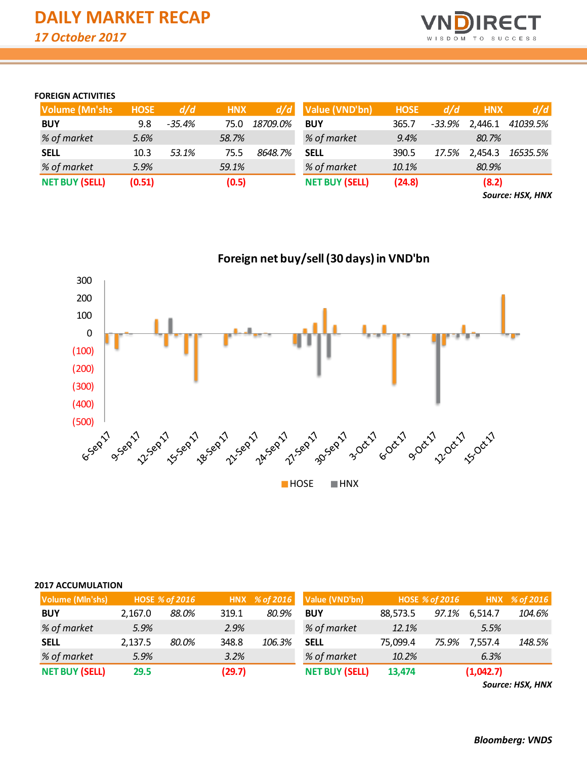# DAILY MARKET RECAP

*17 October 2017*

### FOREIGN ACTIVITIES

| Volume (Mn'shs) | HOSE | d/d | HNX | d/d |
|---|---|---|---|---|
| **BUY** | 9.8 | *-35.4%* | 75.0 | *18709.0%* |
| *% of market* | *5.6%* | | *58.7%* | |
| **SELL** | 10.3 | *53.1%* | 75.5 | *8648.7%* |
| *% of market* | *5.9%* | | *59.1%* | |
| **NET BUY (SELL)** | **(0.51)** | | **(0.5)** | |

| Value (VND'bn) | HOSE | d/d | HNX | d/d |
|---|---|---|---|---|
| **BUY** | 365.7 | *-33.9%* | 2,446.1 | *41039.5%* |
| *% of market* | *9.4%* | | *80.7%* | |
| **SELL** | 390.5 | *17.5%* | 2,454.3 | *16535.5%* |
| *% of market* | *10.1%* | | *80.9%* | |
| **NET BUY (SELL)** | **(24.8)** | | **(8.2)** | |

***Source: HSX, HNX***

**Foreign net buy/sell (30 days) in VND'bn**

### 2017 ACCUMULATION

| Volume (Mln'shs) | HOSE | % of 2016 | HNX | % of 2016 |
|---|---|---|---|---|
| **BUY** | 2,167.0 | *88.0%* | 319.1 | *80.9%* |
| *% of market* | *5.9%* | | *2.9%* | |
| **SELL** | 2,137.5 | *80.0%* | 348.8 | *106.3%* |
| *% of market* | *5.9%* | | *3.2%* | |
| **NET BUY (SELL)** | **29.5** | | **(29.7)** | |

| Value (VND'bn) | HOSE | % of 2016 | HNX | % of 2016 |
|---|---|---|---|---|
| **BUY** | 88,573.5 | *97.1%* | 6,514.7 | *104.6%* |
| *% of market* | *12.1%* | | *5.5%* | |
| **SELL** | 75,099.4 | *75.9%* | 7,557.4 | *148.5%* |
| *% of market* | *10.2%* | | *6.3%* | |
| **NET BUY (SELL)** | **13,474** | | **(1,042.7)** | |

***Source: HSX, HNX***

***Bloomberg: VNDS***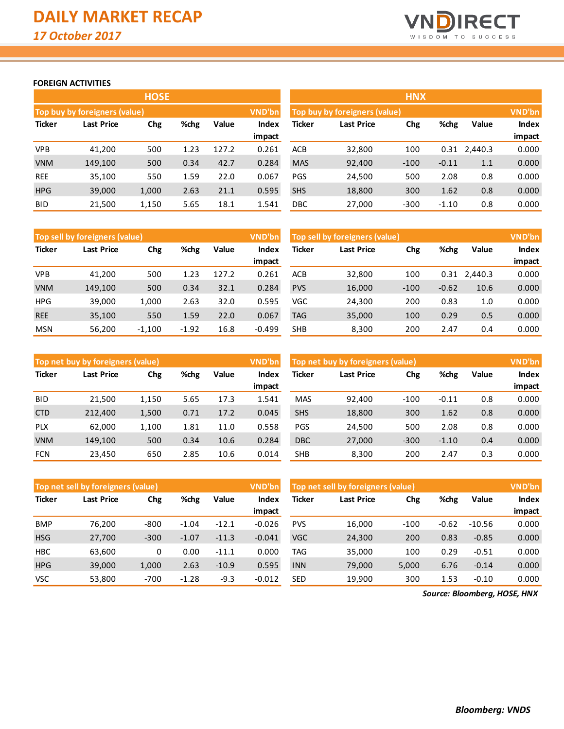# DAILY MARKET RECAP

*17 October 2017*

**FOREIGN ACTIVITIES**

## HOSE

| Top buy by foreigners (value) | | | | | VND'bn |
|---|---|---|---|---|---|
| Ticker | Last Price | Chg | %chg | Value | Index impact |
| VPB | 41,200 | 500 | 1.23 | 127.2 | 0.261 |
| VNM | 149,100 | 500 | 0.34 | 42.7 | 0.284 |
| REE | 35,100 | 550 | 1.59 | 22.0 | 0.067 |
| HPG | 39,000 | 1,000 | 2.63 | 21.1 | 0.595 |
| BID | 21,500 | 1,150 | 5.65 | 18.1 | 1.541 |

| Top sell by foreigners (value) | | | | | VND'bn |
|---|---|---|---|---|---|
| Ticker | Last Price | Chg | %chg | Value | Index impact |
| VPB | 41,200 | 500 | 1.23 | 127.2 | 0.261 |
| VNM | 149,100 | 500 | 0.34 | 32.1 | 0.284 |
| HPG | 39,000 | 1,000 | 2.63 | 32.0 | 0.595 |
| REE | 35,100 | 550 | 1.59 | 22.0 | 0.067 |
| MSN | 56,200 | -1,100 | -1.92 | 16.8 | -0.499 |

| Top net buy by foreigners (value) | | | | | VND'bn |
|---|---|---|---|---|---|
| Ticker | Last Price | Chg | %chg | Value | Index impact |
| BID | 21,500 | 1,150 | 5.65 | 17.3 | 1.541 |
| CTD | 212,400 | 1,500 | 0.71 | 17.2 | 0.045 |
| PLX | 62,000 | 1,100 | 1.81 | 11.0 | 0.558 |
| VNM | 149,100 | 500 | 0.34 | 10.6 | 0.284 |
| FCN | 23,450 | 650 | 2.85 | 10.6 | 0.014 |

| Top net sell by foreigners (value) | | | | | VND'bn |
|---|---|---|---|---|---|
| Ticker | Last Price | Chg | %chg | Value | Index impact |
| BMP | 76,200 | -800 | -1.04 | -12.1 | -0.026 |
| HSG | 27,700 | -300 | -1.07 | -11.3 | -0.041 |
| HBC | 63,600 | 0 | 0.00 | -11.1 | 0.000 |
| HPG | 39,000 | 1,000 | 2.63 | -10.9 | 0.595 |
| VSC | 53,800 | -700 | -1.28 | -9.3 | -0.012 |

## HNX

| Top buy by foreigners (value) | | | | | VND'bn |
|---|---|---|---|---|---|
| Ticker | Last Price | Chg | %chg | Value | Index impact |
| ACB | 32,800 | 100 | 0.31 | 2,440.3 | 0.000 |
| MAS | 92,400 | -100 | -0.11 | 1.1 | 0.000 |
| PGS | 24,500 | 500 | 2.08 | 0.8 | 0.000 |
| SHS | 18,800 | 300 | 1.62 | 0.8 | 0.000 |
| DBC | 27,000 | -300 | -1.10 | 0.8 | 0.000 |

| Top sell by foreigners (value) | | | | | VND'bn |
|---|---|---|---|---|---|
| Ticker | Last Price | Chg | %chg | Value | Index impact |
| ACB | 32,800 | 100 | 0.31 | 2,440.3 | 0.000 |
| PVS | 16,000 | -100 | -0.62 | 10.6 | 0.000 |
| VGC | 24,300 | 200 | 0.83 | 1.0 | 0.000 |
| TAG | 35,000 | 100 | 0.29 | 0.5 | 0.000 |
| SHB | 8,300 | 200 | 2.47 | 0.4 | 0.000 |

| Top net buy by foreigners (value) | | | | | VND'bn |
|---|---|---|---|---|---|
| Ticker | Last Price | Chg | %chg | Value | Index impact |
| MAS | 92,400 | -100 | -0.11 | 0.8 | 0.000 |
| SHS | 18,800 | 300 | 1.62 | 0.8 | 0.000 |
| PGS | 24,500 | 500 | 2.08 | 0.8 | 0.000 |
| DBC | 27,000 | -300 | -1.10 | 0.4 | 0.000 |
| SHB | 8,300 | 200 | 2.47 | 0.3 | 0.000 |

| Top net sell by foreigners (value) | | | | | VND'bn |
|---|---|---|---|---|---|
| Ticker | Last Price | Chg | %chg | Value | Index impact |
| PVS | 16,000 | -100 | -0.62 | -10.56 | 0.000 |
| VGC | 24,300 | 200 | 0.83 | -0.85 | 0.000 |
| TAG | 35,000 | 100 | 0.29 | -0.51 | 0.000 |
| INN | 79,000 | 5,000 | 6.76 | -0.14 | 0.000 |
| SED | 19,900 | 300 | 1.53 | -0.10 | 0.000 |

*Source: Bloomberg, HOSE, HNX*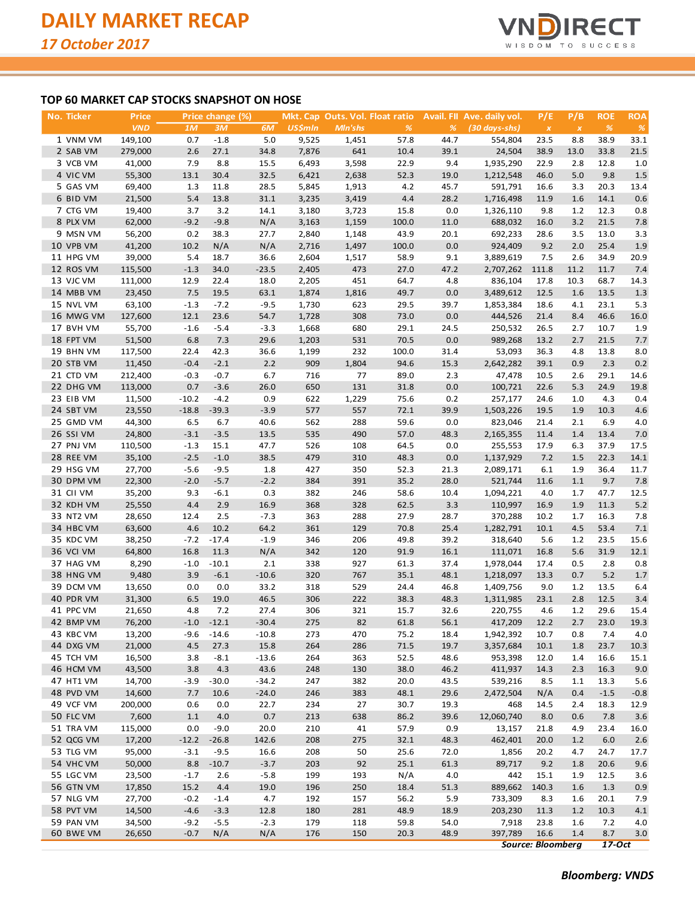# DAILY MARKET RECAP

*17 October 2017*

## TOP 60 MARKET CAP STOCKS SNAPSHOT ON HOSE

| No. | Ticker | Price | Price change (%) | | | Mkt. Cap | Outs. Vol. | Float ratio | Avail. FII | Ave. daily vol. | P/E | P/B | ROE | ROA |
|---|---|---|---|---|---|---|---|---|---|---|---|---|---|---|
| | | VND | 1M | 3M | 6M | US$mln | Mln'shs | % | % | (30 days-shs) | x | x | % | % |
| 1 | VNM VM | 149,100 | 0.7 | -1.8 | 5.0 | 9,525 | 1,451 | 57.8 | 44.7 | 554,804 | 23.5 | 8.8 | 38.9 | 33.1 |
| 2 | SAB VM | 279,000 | 2.6 | 27.1 | 34.8 | 7,876 | 641 | 10.4 | 39.1 | 24,504 | 38.9 | 13.0 | 33.8 | 21.5 |
| 3 | VCB VM | 41,000 | 7.9 | 8.8 | 15.5 | 6,493 | 3,598 | 22.9 | 9.4 | 1,935,290 | 22.9 | 2.8 | 12.8 | 1.0 |
| 4 | VIC VM | 55,300 | 13.1 | 30.4 | 32.5 | 6,421 | 2,638 | 52.3 | 19.0 | 1,212,548 | 46.0 | 5.0 | 9.8 | 1.5 |
| 5 | GAS VM | 69,400 | 1.3 | 11.8 | 28.5 | 5,845 | 1,913 | 4.2 | 45.7 | 591,791 | 16.6 | 3.3 | 20.3 | 13.4 |
| 6 | BID VM | 21,500 | 5.4 | 13.8 | 31.1 | 3,235 | 3,419 | 4.4 | 28.2 | 1,716,498 | 11.9 | 1.6 | 14.1 | 0.6 |
| 7 | CTG VM | 19,400 | 3.7 | 3.2 | 14.1 | 3,180 | 3,723 | 15.8 | 0.0 | 1,326,110 | 9.8 | 1.2 | 12.3 | 0.8 |
| 8 | PLX VM | 62,000 | -9.2 | -9.8 | N/A | 3,163 | 1,159 | 100.0 | 11.0 | 688,032 | 16.0 | 3.2 | 21.5 | 7.8 |
| 9 | MSN VM | 56,200 | 0.2 | 38.3 | 27.7 | 2,840 | 1,148 | 43.9 | 20.1 | 692,233 | 28.6 | 3.5 | 13.0 | 3.3 |
| 10 | VPB VM | 41,200 | 10.2 | N/A | N/A | 2,716 | 1,497 | 100.0 | 0.0 | 924,409 | 9.2 | 2.0 | 25.4 | 1.9 |
| 11 | HPG VM | 39,000 | 5.4 | 18.7 | 36.6 | 2,604 | 1,517 | 58.9 | 9.1 | 3,889,619 | 7.5 | 2.6 | 34.9 | 20.9 |
| 12 | ROS VM | 115,500 | -1.3 | 34.0 | -23.5 | 2,405 | 473 | 27.0 | 47.2 | 2,707,262 | 111.8 | 11.2 | 11.7 | 7.4 |
| 13 | VJC VM | 111,000 | 12.9 | 22.4 | 18.0 | 2,205 | 451 | 64.7 | 4.8 | 836,104 | 17.8 | 10.3 | 68.7 | 14.3 |
| 14 | MBB VM | 23,450 | 7.5 | 19.5 | 63.1 | 1,874 | 1,816 | 49.7 | 0.0 | 3,489,612 | 12.5 | 1.6 | 13.5 | 1.3 |
| 15 | NVL VM | 63,100 | -1.3 | -7.2 | -9.5 | 1,730 | 623 | 29.5 | 39.7 | 1,853,384 | 18.6 | 4.1 | 23.1 | 5.3 |
| 16 | MWG VM | 127,600 | 12.1 | 23.6 | 54.7 | 1,728 | 308 | 73.0 | 0.0 | 444,526 | 21.4 | 8.4 | 46.6 | 16.0 |
| 17 | BVH VM | 55,700 | -1.6 | -5.4 | -3.3 | 1,668 | 680 | 29.1 | 24.5 | 250,532 | 26.5 | 2.7 | 10.7 | 1.9 |
| 18 | FPT VM | 51,500 | 6.8 | 7.3 | 29.6 | 1,203 | 531 | 70.5 | 0.0 | 989,268 | 13.2 | 2.7 | 21.5 | 7.7 |
| 19 | BHN VM | 117,500 | 22.4 | 42.3 | 36.6 | 1,199 | 232 | 100.0 | 31.4 | 53,093 | 36.3 | 4.8 | 13.8 | 8.0 |
| 20 | STB VM | 11,450 | -0.4 | -2.1 | 2.2 | 909 | 1,804 | 94.6 | 15.3 | 2,642,282 | 39.1 | 0.9 | 2.3 | 0.2 |
| 21 | CTD VM | 212,400 | -0.3 | -0.7 | 6.7 | 716 | 77 | 89.0 | 2.3 | 47,478 | 10.5 | 2.6 | 29.1 | 14.6 |
| 22 | DHG VM | 113,000 | 0.7 | -3.6 | 26.0 | 650 | 131 | 31.8 | 0.0 | 100,721 | 22.6 | 5.3 | 24.9 | 19.8 |
| 23 | EIB VM | 11,500 | -10.2 | -4.2 | 0.9 | 622 | 1,229 | 75.6 | 0.2 | 257,177 | 24.6 | 1.0 | 4.3 | 0.4 |
| 24 | SBT VM | 23,550 | -18.8 | -39.3 | -3.9 | 577 | 557 | 72.1 | 39.9 | 1,503,226 | 19.5 | 1.9 | 10.3 | 4.6 |
| 25 | GMD VM | 44,300 | 6.5 | 6.7 | 40.6 | 562 | 288 | 59.6 | 0.0 | 823,046 | 21.4 | 2.1 | 6.9 | 4.0 |
| 26 | SSI VM | 24,800 | -3.1 | -3.5 | 13.5 | 535 | 490 | 57.0 | 48.3 | 2,165,355 | 11.4 | 1.4 | 13.4 | 7.0 |
| 27 | PNJ VM | 110,500 | -1.3 | 15.1 | 47.7 | 526 | 108 | 64.5 | 0.0 | 255,553 | 17.9 | 6.3 | 37.9 | 17.5 |
| 28 | REE VM | 35,100 | -2.5 | -1.0 | 38.5 | 479 | 310 | 48.3 | 0.0 | 1,137,929 | 7.2 | 1.5 | 22.3 | 14.1 |
| 29 | HSG VM | 27,700 | -5.6 | -9.5 | 1.8 | 427 | 350 | 52.3 | 21.3 | 2,089,171 | 6.1 | 1.9 | 36.4 | 11.7 |
| 30 | DPM VM | 22,300 | -2.0 | -5.7 | -2.2 | 384 | 391 | 35.2 | 28.0 | 521,744 | 11.6 | 1.1 | 9.7 | 7.8 |
| 31 | CII VM | 35,200 | 9.3 | -6.1 | 0.3 | 382 | 246 | 58.6 | 10.4 | 1,094,221 | 4.0 | 1.7 | 47.7 | 12.5 |
| 32 | KDH VM | 25,550 | 4.4 | 2.9 | 16.9 | 368 | 328 | 62.5 | 3.3 | 110,997 | 16.9 | 1.9 | 11.3 | 5.2 |
| 33 | NT2 VM | 28,650 | 12.4 | 2.5 | -7.3 | 363 | 288 | 27.9 | 28.7 | 370,288 | 10.2 | 1.7 | 16.3 | 7.8 |
| 34 | HBC VM | 63,600 | 4.6 | 10.2 | 64.2 | 361 | 129 | 70.8 | 25.4 | 1,282,791 | 10.1 | 4.5 | 53.4 | 7.1 |
| 35 | KDC VM | 38,250 | -7.2 | -17.4 | -1.9 | 346 | 206 | 49.8 | 39.2 | 318,640 | 5.6 | 1.2 | 23.5 | 15.6 |
| 36 | VCI VM | 64,800 | 16.8 | 11.3 | N/A | 342 | 120 | 91.9 | 16.1 | 111,071 | 16.8 | 5.6 | 31.9 | 12.1 |
| 37 | HAG VM | 8,290 | -1.0 | -10.1 | 2.1 | 338 | 927 | 61.3 | 37.4 | 1,978,044 | 17.4 | 0.5 | 2.8 | 0.8 |
| 38 | HNG VM | 9,480 | 3.9 | -6.1 | -10.6 | 320 | 767 | 35.1 | 48.1 | 1,218,097 | 13.3 | 0.7 | 5.2 | 1.7 |
| 39 | DCM VM | 13,650 | 0.0 | 0.0 | 33.2 | 318 | 529 | 24.4 | 46.8 | 1,409,756 | 9.0 | 1.2 | 13.5 | 6.4 |
| 40 | PDR VM | 31,300 | 6.5 | 19.0 | 46.5 | 306 | 222 | 38.3 | 48.3 | 1,311,985 | 23.1 | 2.8 | 12.5 | 3.4 |
| 41 | PPC VM | 21,650 | 4.8 | 7.2 | 27.4 | 306 | 321 | 15.7 | 32.6 | 220,755 | 4.6 | 1.2 | 29.6 | 15.4 |
| 42 | BMP VM | 76,200 | -1.0 | -12.1 | -30.4 | 275 | 82 | 61.8 | 56.1 | 417,209 | 12.2 | 2.7 | 23.0 | 19.3 |
| 43 | KBC VM | 13,200 | -9.6 | -14.6 | -10.8 | 273 | 470 | 75.2 | 18.4 | 1,942,392 | 10.7 | 0.8 | 7.4 | 4.0 |
| 44 | DXG VM | 21,000 | 4.5 | 27.3 | 15.8 | 264 | 286 | 71.5 | 19.7 | 3,357,684 | 10.1 | 1.8 | 23.7 | 10.3 |
| 45 | TCH VM | 16,500 | 3.8 | -8.1 | -13.6 | 264 | 363 | 52.5 | 48.6 | 953,398 | 12.0 | 1.4 | 16.6 | 15.1 |
| 46 | HCM VM | 43,500 | 3.8 | 4.3 | 43.6 | 248 | 130 | 38.0 | 46.2 | 411,937 | 14.3 | 2.3 | 16.3 | 9.0 |
| 47 | HT1 VM | 14,700 | -3.9 | -30.0 | -34.2 | 247 | 382 | 20.0 | 43.5 | 539,216 | 8.5 | 1.1 | 13.3 | 5.6 |
| 48 | PVD VM | 14,600 | 7.7 | 10.6 | -24.0 | 246 | 383 | 48.1 | 29.6 | 2,472,504 | N/A | 0.4 | -1.5 | -0.8 |
| 49 | VCF VM | 200,000 | 0.6 | 0.0 | 22.7 | 234 | 27 | 30.7 | 19.3 | 468 | 14.5 | 2.4 | 18.3 | 12.9 |
| 50 | FLC VM | 7,600 | 1.1 | 4.0 | 0.7 | 213 | 638 | 86.2 | 39.6 | 12,060,740 | 8.0 | 0.6 | 7.8 | 3.6 |
| 51 | TRA VM | 115,000 | 0.0 | -9.0 | 20.0 | 210 | 41 | 57.9 | 0.9 | 13,157 | 21.8 | 4.9 | 23.4 | 16.0 |
| 52 | QCG VM | 17,200 | -12.2 | -26.8 | 142.6 | 208 | 275 | 32.1 | 48.3 | 462,401 | 20.0 | 1.2 | 6.0 | 2.6 |
| 53 | TLG VM | 95,000 | -3.1 | -9.5 | 16.6 | 208 | 50 | 25.6 | 72.0 | 1,856 | 20.2 | 4.7 | 24.7 | 17.7 |
| 54 | VHC VM | 50,000 | 8.8 | -10.7 | -3.7 | 203 | 92 | 25.1 | 61.3 | 89,717 | 9.2 | 1.8 | 20.6 | 9.6 |
| 55 | LGC VM | 23,500 | -1.7 | 2.6 | -5.8 | 199 | 193 | N/A | 4.0 | 442 | 15.1 | 1.9 | 12.5 | 3.6 |
| 56 | GTN VM | 17,850 | 15.2 | 4.4 | 19.0 | 196 | 250 | 18.4 | 51.3 | 889,662 | 140.3 | 1.6 | 1.3 | 0.9 |
| 57 | NLG VM | 27,700 | -0.2 | -1.4 | 4.7 | 192 | 157 | 56.2 | 5.9 | 733,309 | 8.3 | 1.6 | 20.1 | 7.9 |
| 58 | PVT VM | 14,500 | -4.6 | -3.3 | 12.8 | 180 | 281 | 48.9 | 18.9 | 203,230 | 11.3 | 1.2 | 10.3 | 4.1 |
| 59 | PAN VM | 34,500 | -9.2 | -5.5 | -2.3 | 179 | 118 | 59.8 | 54.0 | 7,918 | 23.8 | 1.6 | 7.2 | 4.0 |
| 60 | BWE VM | 26,650 | -0.7 | N/A | N/A | 176 | 150 | 20.3 | 48.9 | 397,789 | 16.6 | 1.4 | 8.7 | 3.0 |

***Source: Bloomberg*** ***17-Oct***

***Bloomberg: VNDS***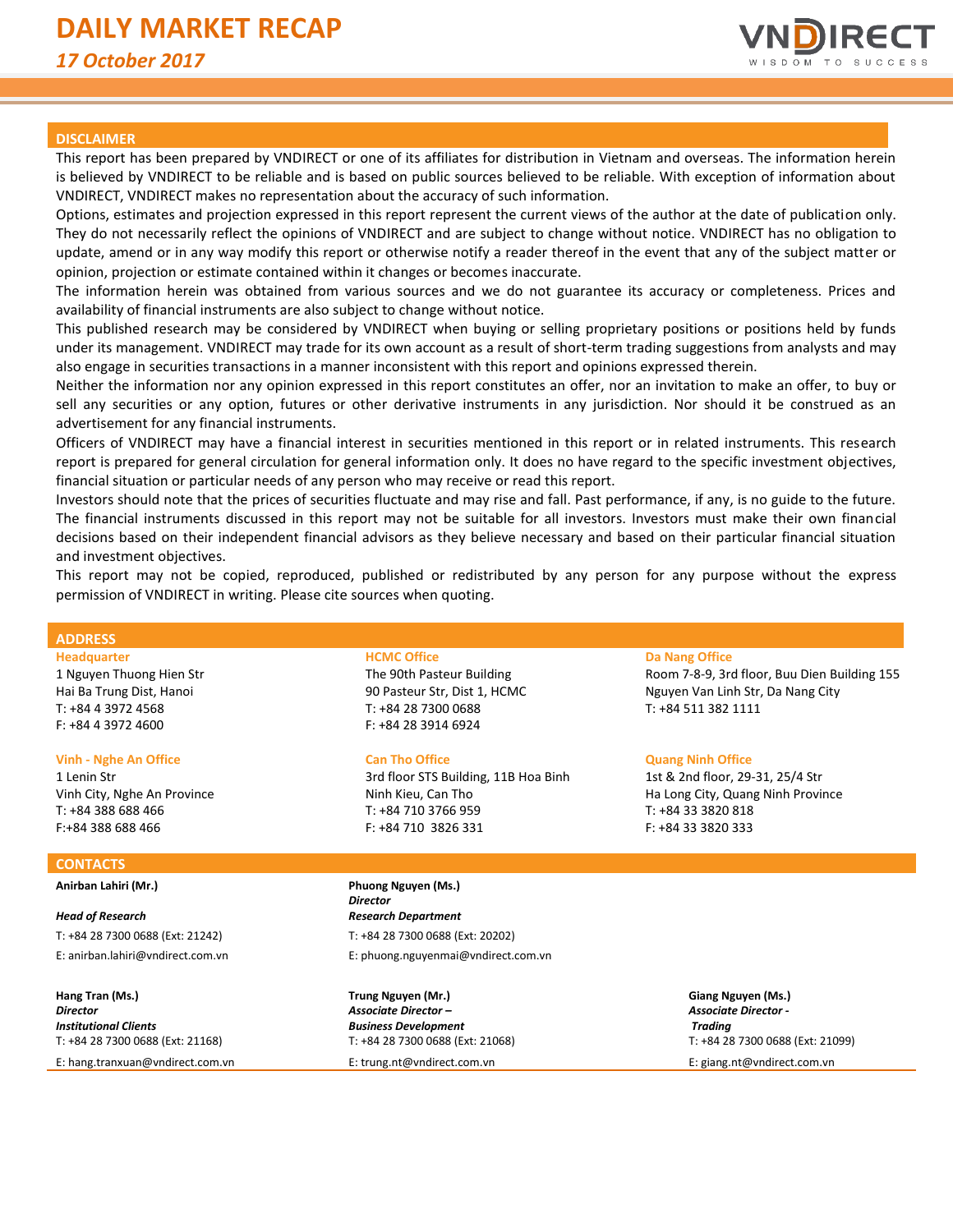# DAILY MARKET RECAP

*17 October 2017*

## DISCLAIMER

This report has been prepared by VNDIRECT or one of its affiliates for distribution in Vietnam and overseas. The information herein is believed by VNDIRECT to be reliable and is based on public sources believed to be reliable. With exception of information about VNDIRECT, VNDIRECT makes no representation about the accuracy of such information.

Options, estimates and projection expressed in this report represent the current views of the author at the date of publication only. They do not necessarily reflect the opinions of VNDIRECT and are subject to change without notice. VNDIRECT has no obligation to update, amend or in any way modify this report or otherwise notify a reader thereof in the event that any of the subject matter or opinion, projection or estimate contained within it changes or becomes inaccurate.

The information herein was obtained from various sources and we do not guarantee its accuracy or completeness. Prices and availability of financial instruments are also subject to change without notice.

This published research may be considered by VNDIRECT when buying or selling proprietary positions or positions held by funds under its management. VNDIRECT may trade for its own account as a result of short-term trading suggestions from analysts and may also engage in securities transactions in a manner inconsistent with this report and opinions expressed therein.

Neither the information nor any opinion expressed in this report constitutes an offer, nor an invitation to make an offer, to buy or sell any securities or any option, futures or other derivative instruments in any jurisdiction. Nor should it be construed as an advertisement for any financial instruments.

Officers of VNDIRECT may have a financial interest in securities mentioned in this report or in related instruments. This research report is prepared for general circulation for general information only. It does no have regard to the specific investment objectives, financial situation or particular needs of any person who may receive or read this report.

Investors should note that the prices of securities fluctuate and may rise and fall. Past performance, if any, is no guide to the future. The financial instruments discussed in this report may not be suitable for all investors. Investors must make their own financial decisions based on their independent financial advisors as they believe necessary and based on their particular financial situation and investment objectives.

This report may not be copied, reproduced, published or redistributed by any person for any purpose without the express permission of VNDIRECT in writing. Please cite sources when quoting.

## ADDRESS

**Headquarter**
1 Nguyen Thuong Hien Str
Hai Ba Trung Dist, Hanoi
T: +84 4 3972 4568
F: +84 4 3972 4600

**HCMC Office**
The 90th Pasteur Building
90 Pasteur Str, Dist 1, HCMC
T: +84 28 7300 0688
F: +84 28 3914 6924

**Da Nang Office**
Room 7-8-9, 3rd floor, Buu Dien Building 155 Nguyen Van Linh Str, Da Nang City
T: +84 511 382 1111

**Vinh - Nghe An Office**
1 Lenin Str
Vinh City, Nghe An Province
T: +84 388 688 466
F:+84 388 688 466

**Can Tho Office**
3rd floor STS Building, 11B Hoa Binh
Ninh Kieu, Can Tho
T: +84 710 3766 959
F: +84 710 3826 331

**Quang Ninh Office**
1st & 2nd floor, 29-31, 25/4 Str
Ha Long City, Quang Ninh Province
T: +84 33 3820 818
F: +84 33 3820 333

## CONTACTS

**Anirban Lahiri (Mr.)**
***Head of Research***
T: +84 28 7300 0688 (Ext: 21242)
E: anirban.lahiri@vndirect.com.vn

**Phuong Nguyen (Ms.)**
***Director***
***Research Department***
T: +84 28 7300 0688 (Ext: 20202)
E: phuong.nguyenmai@vndirect.com.vn

**Hang Tran (Ms.)**
***Director***
***Institutional Clients***
T: +84 28 7300 0688 (Ext: 21168)
E: hang.tranxuan@vndirect.com.vn

**Trung Nguyen (Mr.)**
***Associate Director –***
***Business Development***
T: +84 28 7300 0688 (Ext: 21068)
E: trung.nt@vndirect.com.vn

**Giang Nguyen (Ms.)**
***Associate Director -***
***Trading***
T: +84 28 7300 0688 (Ext: 21099)
E: giang.nt@vndirect.com.vn